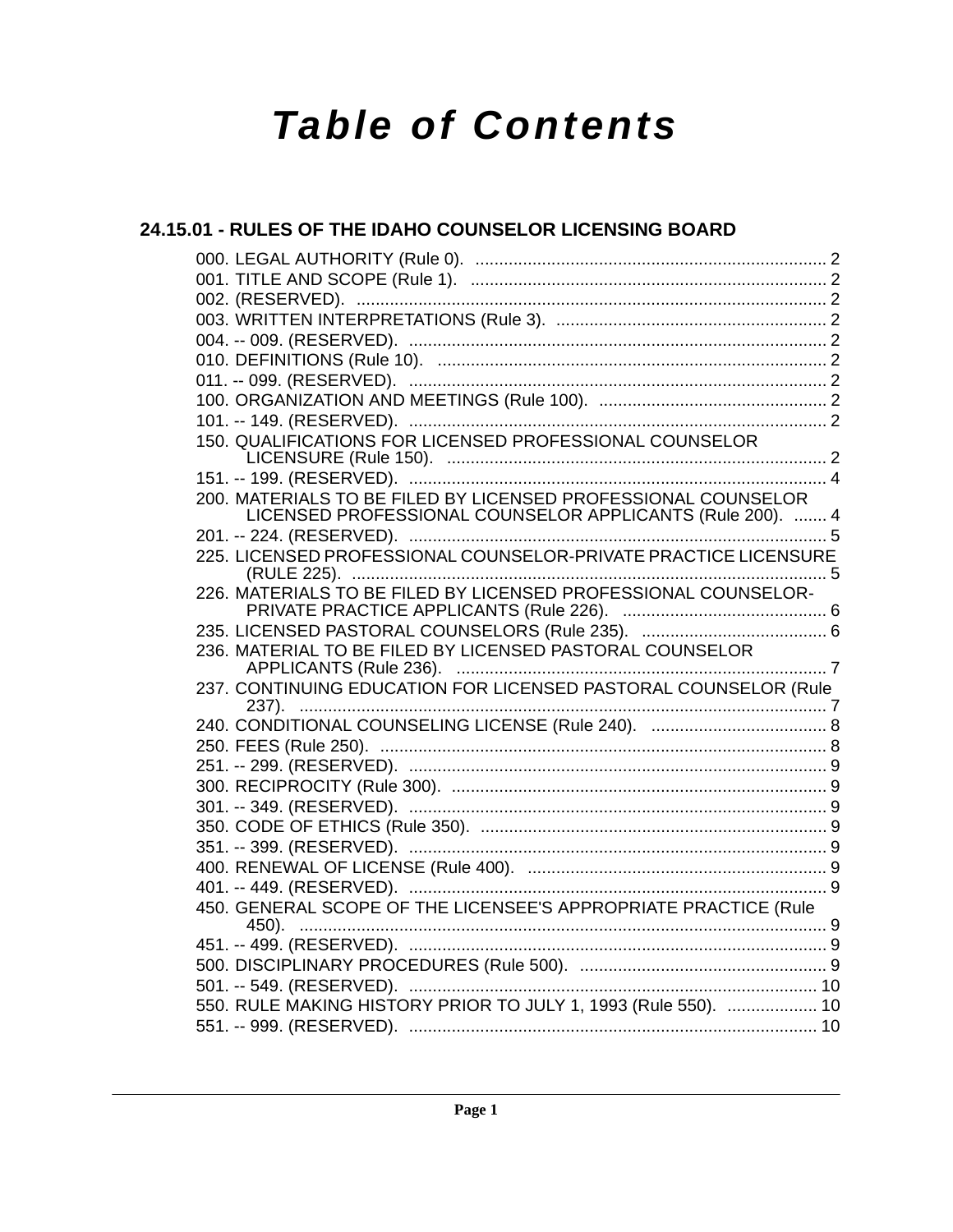# Table of Contents

## 24.15.01 - RULES OF THE IDAHO COUNSELOR LICENSING BOARD

000. LEGAL AUTHORITY (Rule 0). ........................................................................... 2
001. TITLE AND SCOPE (Rule 1). ........................................................................... 2
002. (RESERVED). ................................................................................................... 2
003. WRITTEN INTERPRETATIONS (Rule 3). ......................................................... 2
004. -- 009. (RESERVED). ......................................................................................... 2
010. DEFINITIONS (Rule 10). ................................................................................... 2
011. -- 099. (RESERVED). ......................................................................................... 2
100. ORGANIZATION AND MEETINGS (Rule 100). ................................................ 2
101. -- 149. (RESERVED). ......................................................................................... 2
150. QUALIFICATIONS FOR LICENSED PROFESSIONAL COUNSELOR LICENSURE (Rule 150). ................................................................................. 2
151. -- 199. (RESERVED). ......................................................................................... 4
200. MATERIALS TO BE FILED BY LICENSED PROFESSIONAL COUNSELOR LICENSED PROFESSIONAL COUNSELOR APPLICANTS (Rule 200). ....... 4
201. -- 224. (RESERVED). ......................................................................................... 5
225. LICENSED PROFESSIONAL COUNSELOR-PRIVATE PRACTICE LICENSURE (RULE 225). ................................................................................................... 5
226. MATERIALS TO BE FILED BY LICENSED PROFESSIONAL COUNSELOR-PRIVATE PRACTICE APPLICANTS (Rule 226). ........................................... 6
235. LICENSED PASTORAL COUNSELORS (Rule 235). ....................................... 6
236. MATERIAL TO BE FILED BY LICENSED PASTORAL COUNSELOR APPLICANTS (Rule 236). ............................................................................... 7
237. CONTINUING EDUCATION FOR LICENSED PASTORAL COUNSELOR (Rule 237). ................................................................................................................ 7
240. CONDITIONAL COUNSELING LICENSE (Rule 240). ..................................... 8
250. FEES (Rule 250). ............................................................................................... 8
251. -- 299. (RESERVED). ......................................................................................... 9
300. RECIPROCITY (Rule 300). ................................................................................ 9
301. -- 349. (RESERVED). ......................................................................................... 9
350. CODE OF ETHICS (Rule 350). .......................................................................... 9
351. -- 399. (RESERVED). ......................................................................................... 9
400. RENEWAL OF LICENSE (Rule 400). ................................................................ 9
401. -- 449. (RESERVED). ......................................................................................... 9
450. GENERAL SCOPE OF THE LICENSEE'S APPROPRIATE PRACTICE (Rule 450). ................................................................................................................ 9
451. -- 499. (RESERVED). ......................................................................................... 9
500. DISCIPLINARY PROCEDURES (Rule 500). ..................................................... 9
501. -- 549. (RESERVED). ....................................................................................... 10
550. RULE MAKING HISTORY PRIOR TO JULY 1, 1993 (Rule 550). ................... 10
551. -- 999. (RESERVED). ....................................................................................... 10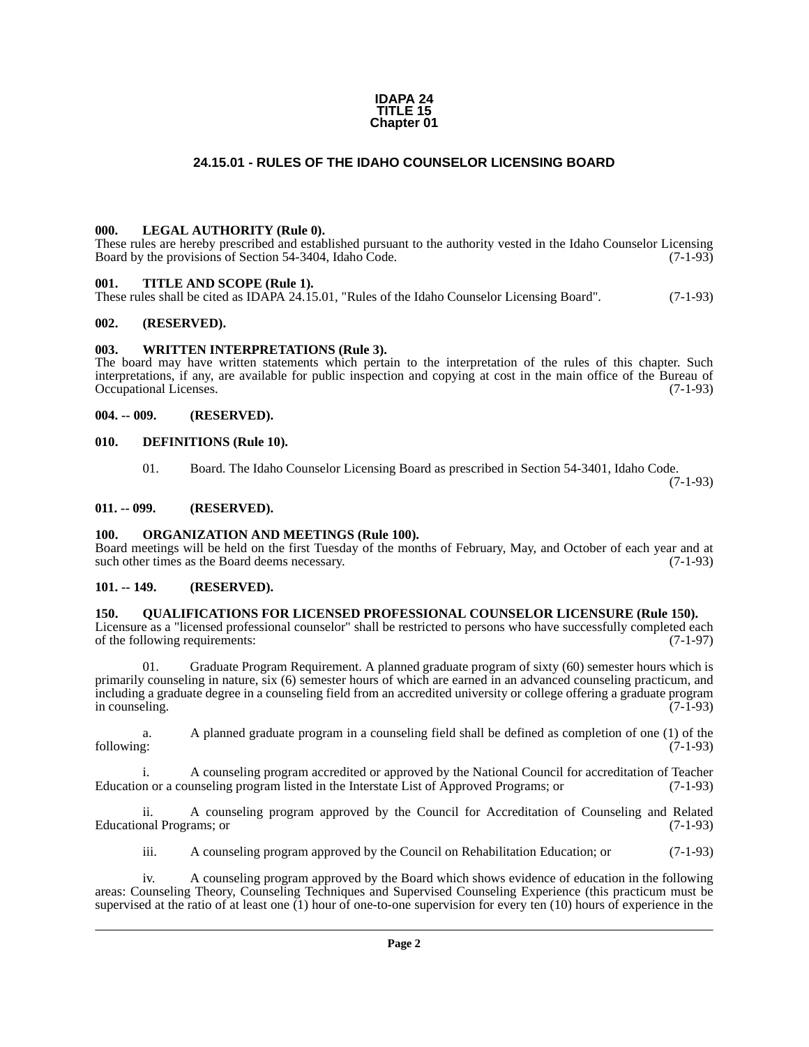# IDAPA 24
# TITLE 15
# Chapter 01

## 24.15.01 - RULES OF THE IDAHO COUNSELOR LICENSING BOARD

### 000. LEGAL AUTHORITY (Rule 0).

These rules are hereby prescribed and established pursuant to the authority vested in the Idaho Counselor Licensing Board by the provisions of Section 54-3404, Idaho Code. (7-1-93)

### 001. TITLE AND SCOPE (Rule 1).

These rules shall be cited as IDAPA 24.15.01, "Rules of the Idaho Counselor Licensing Board". (7-1-93)

### 002. (RESERVED).

### 003. WRITTEN INTERPRETATIONS (Rule 3).

The board may have written statements which pertain to the interpretation of the rules of this chapter. Such interpretations, if any, are available for public inspection and copying at cost in the main office of the Bureau of Occupational Licenses. (7-1-93)

### 004. -- 009. (RESERVED).

### 010. DEFINITIONS (Rule 10).

01. Board. The Idaho Counselor Licensing Board as prescribed in Section 54-3401, Idaho Code. (7-1-93)

### 011. -- 099. (RESERVED).

### 100. ORGANIZATION AND MEETINGS (Rule 100).

Board meetings will be held on the first Tuesday of the months of February, May, and October of each year and at such other times as the Board deems necessary. (7-1-93)

### 101. -- 149. (RESERVED).

### 150. QUALIFICATIONS FOR LICENSED PROFESSIONAL COUNSELOR LICENSURE (Rule 150).

Licensure as a "licensed professional counselor" shall be restricted to persons who have successfully completed each of the following requirements: (7-1-97)

01. Graduate Program Requirement. A planned graduate program of sixty (60) semester hours which is primarily counseling in nature, six (6) semester hours of which are earned in an advanced counseling practicum, and including a graduate degree in a counseling field from an accredited university or college offering a graduate program in counseling. (7-1-93)

a. A planned graduate program in a counseling field shall be defined as completion of one (1) of the following: (7-1-93)

i. A counseling program accredited or approved by the National Council for accreditation of Teacher Education or a counseling program listed in the Interstate List of Approved Programs; or (7-1-93)

ii. A counseling program approved by the Council for Accreditation of Counseling and Related Educational Programs; or (7-1-93)

iii. A counseling program approved by the Council on Rehabilitation Education; or (7-1-93)

iv. A counseling program approved by the Board which shows evidence of education in the following areas: Counseling Theory, Counseling Techniques and Supervised Counseling Experience (this practicum must be supervised at the ratio of at least one (1) hour of one-to-one supervision for every ten (10) hours of experience in the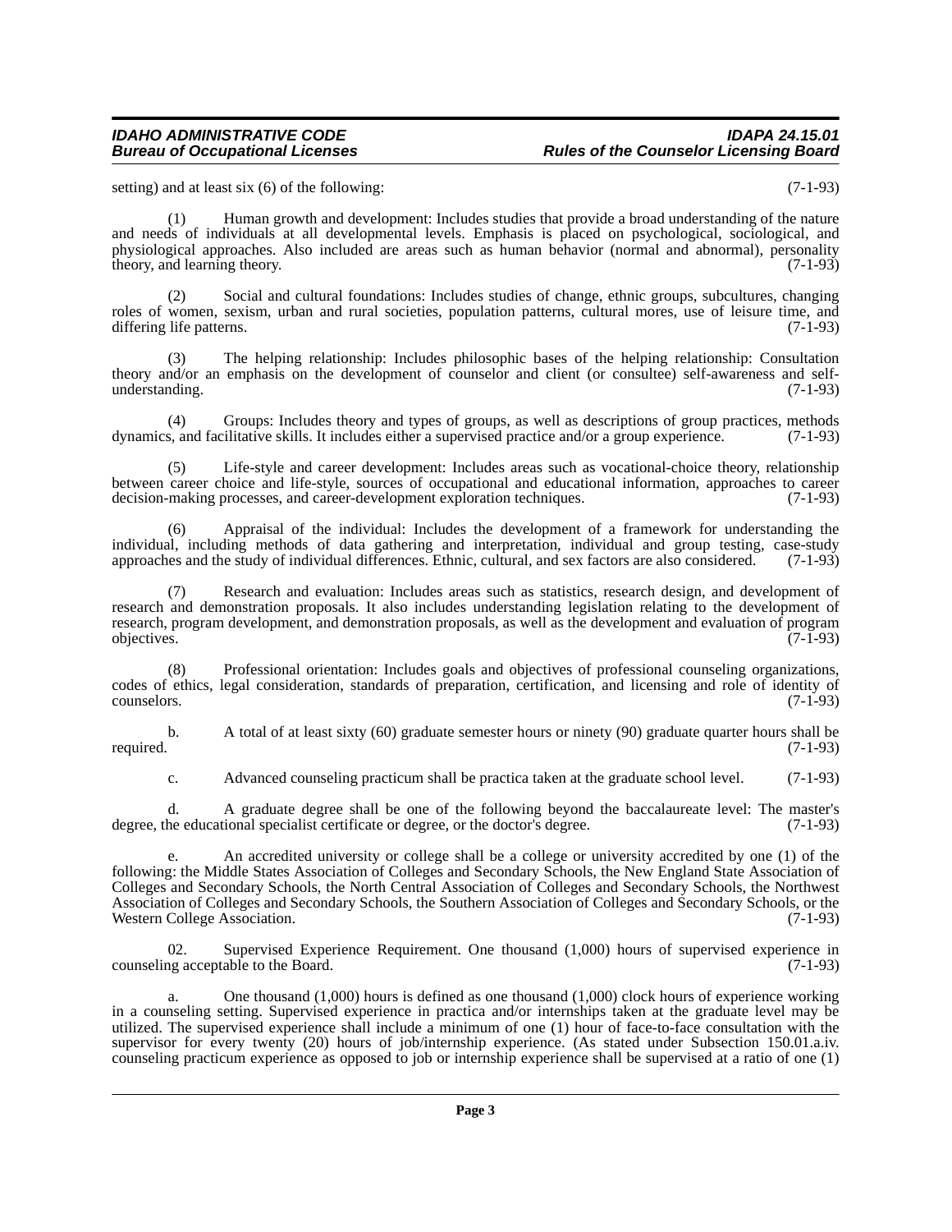setting) and at least six (6) of the following: (7-1-93)

(1) Human growth and development: Includes studies that provide a broad understanding of the nature and needs of individuals at all developmental levels. Emphasis is placed on psychological, sociological, and physiological approaches. Also included are areas such as human behavior (normal and abnormal), personality theory, and learning theory. (7-1-93)

(2) Social and cultural foundations: Includes studies of change, ethnic groups, subcultures, changing roles of women, sexism, urban and rural societies, population patterns, cultural mores, use of leisure time, and differing life patterns. (7-1-93)

(3) The helping relationship: Includes philosophic bases of the helping relationship: Consultation theory and/or an emphasis on the development of counselor and client (or consultee) self-awareness and self-understanding. (7-1-93)

(4) Groups: Includes theory and types of groups, as well as descriptions of group practices, methods dynamics, and facilitative skills. It includes either a supervised practice and/or a group experience. (7-1-93)

(5) Life-style and career development: Includes areas such as vocational-choice theory, relationship between career choice and life-style, sources of occupational and educational information, approaches to career decision-making processes, and career-development exploration techniques. (7-1-93)

(6) Appraisal of the individual: Includes the development of a framework for understanding the individual, including methods of data gathering and interpretation, individual and group testing, case-study approaches and the study of individual differences. Ethnic, cultural, and sex factors are also considered. (7-1-93)

(7) Research and evaluation: Includes areas such as statistics, research design, and development of research and demonstration proposals. It also includes understanding legislation relating to the development of research, program development, and demonstration proposals, as well as the development and evaluation of program objectives. (7-1-93)

(8) Professional orientation: Includes goals and objectives of professional counseling organizations, codes of ethics, legal consideration, standards of preparation, certification, and licensing and role of identity of counselors. (7-1-93)

b. A total of at least sixty (60) graduate semester hours or ninety (90) graduate quarter hours shall be required. (7-1-93)

c. Advanced counseling practicum shall be practica taken at the graduate school level. (7-1-93)

d. A graduate degree shall be one of the following beyond the baccalaureate level: The master's degree, the educational specialist certificate or degree, or the doctor's degree. (7-1-93)

e. An accredited university or college shall be a college or university accredited by one (1) of the following: the Middle States Association of Colleges and Secondary Schools, the New England State Association of Colleges and Secondary Schools, the North Central Association of Colleges and Secondary Schools, the Northwest Association of Colleges and Secondary Schools, the Southern Association of Colleges and Secondary Schools, or the Western College Association. (7-1-93)

02. Supervised Experience Requirement. One thousand (1,000) hours of supervised experience in counseling acceptable to the Board. (7-1-93)

a. One thousand (1,000) hours is defined as one thousand (1,000) clock hours of experience working in a counseling setting. Supervised experience in practica and/or internships taken at the graduate level may be utilized. The supervised experience shall include a minimum of one (1) hour of face-to-face consultation with the supervisor for every twenty (20) hours of job/internship experience. (As stated under Subsection 150.01.a.iv. counseling practicum experience as opposed to job or internship experience shall be supervised at a ratio of one (1)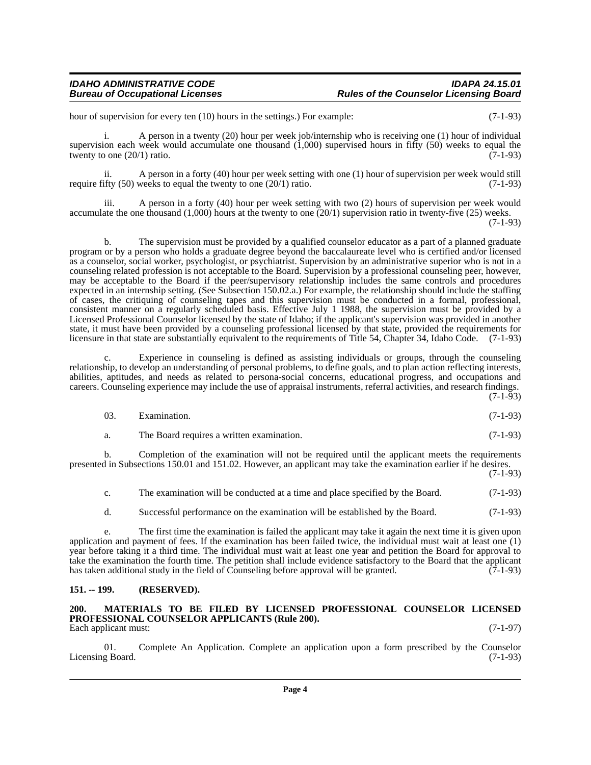hour of supervision for every ten (10) hours in the settings.) For example: (7-1-93)

i. A person in a twenty (20) hour per week job/internship who is receiving one (1) hour of individual supervision each week would accumulate one thousand (1,000) supervised hours in fifty (50) weeks to equal the twenty to one (20/1) ratio. (7-1-93)

ii. A person in a forty (40) hour per week setting with one (1) hour of supervision per week would still require fifty (50) weeks to equal the twenty to one (20/1) ratio. (7-1-93)

iii. A person in a forty (40) hour per week setting with two (2) hours of supervision per week would accumulate the one thousand (1,000) hours at the twenty to one (20/1) supervision ratio in twenty-five (25) weeks. (7-1-93)

b. The supervision must be provided by a qualified counselor educator as a part of a planned graduate program or by a person who holds a graduate degree beyond the baccalaureate level who is certified and/or licensed as a counselor, social worker, psychologist, or psychiatrist. Supervision by an administrative superior who is not in a counseling related profession is not acceptable to the Board. Supervision by a professional counseling peer, however, may be acceptable to the Board if the peer/supervisory relationship includes the same controls and procedures expected in an internship setting. (See Subsection 150.02.a.) For example, the relationship should include the staffing of cases, the critiquing of counseling tapes and this supervision must be conducted in a formal, professional, consistent manner on a regularly scheduled basis. Effective July 1 1988, the supervision must be provided by a Licensed Professional Counselor licensed by the state of Idaho; if the applicant's supervision was provided in another state, it must have been provided by a counseling professional licensed by that state, provided the requirements for licensure in that state are substantially equivalent to the requirements of Title 54, Chapter 34, Idaho Code. (7-1-93)

c. Experience in counseling is defined as assisting individuals or groups, through the counseling relationship, to develop an understanding of personal problems, to define goals, and to plan action reflecting interests, abilities, aptitudes, and needs as related to persona-social concerns, educational progress, and occupations and careers. Counseling experience may include the use of appraisal instruments, referral activities, and research findings. (7-1-93)

03. Examination. (7-1-93)

a. The Board requires a written examination. (7-1-93)

b. Completion of the examination will not be required until the applicant meets the requirements presented in Subsections 150.01 and 151.02. However, an applicant may take the examination earlier if he desires. (7-1-93)

c. The examination will be conducted at a time and place specified by the Board. (7-1-93)

d. Successful performance on the examination will be established by the Board. (7-1-93)

e. The first time the examination is failed the applicant may take it again the next time it is given upon application and payment of fees. If the examination has been failed twice, the individual must wait at least one (1) year before taking it a third time. The individual must wait at least one year and petition the Board for approval to take the examination the fourth time. The petition shall include evidence satisfactory to the Board that the applicant has taken additional study in the field of Counseling before approval will be granted. (7-1-93)

## 151. -- 199. (RESERVED).

## 200. MATERIALS TO BE FILED BY LICENSED PROFESSIONAL COUNSELOR LICENSED PROFESSIONAL COUNSELOR APPLICANTS (Rule 200).

Each applicant must: (7-1-97)

01. Complete An Application. Complete an application upon a form prescribed by the Counselor Licensing Board. (7-1-93)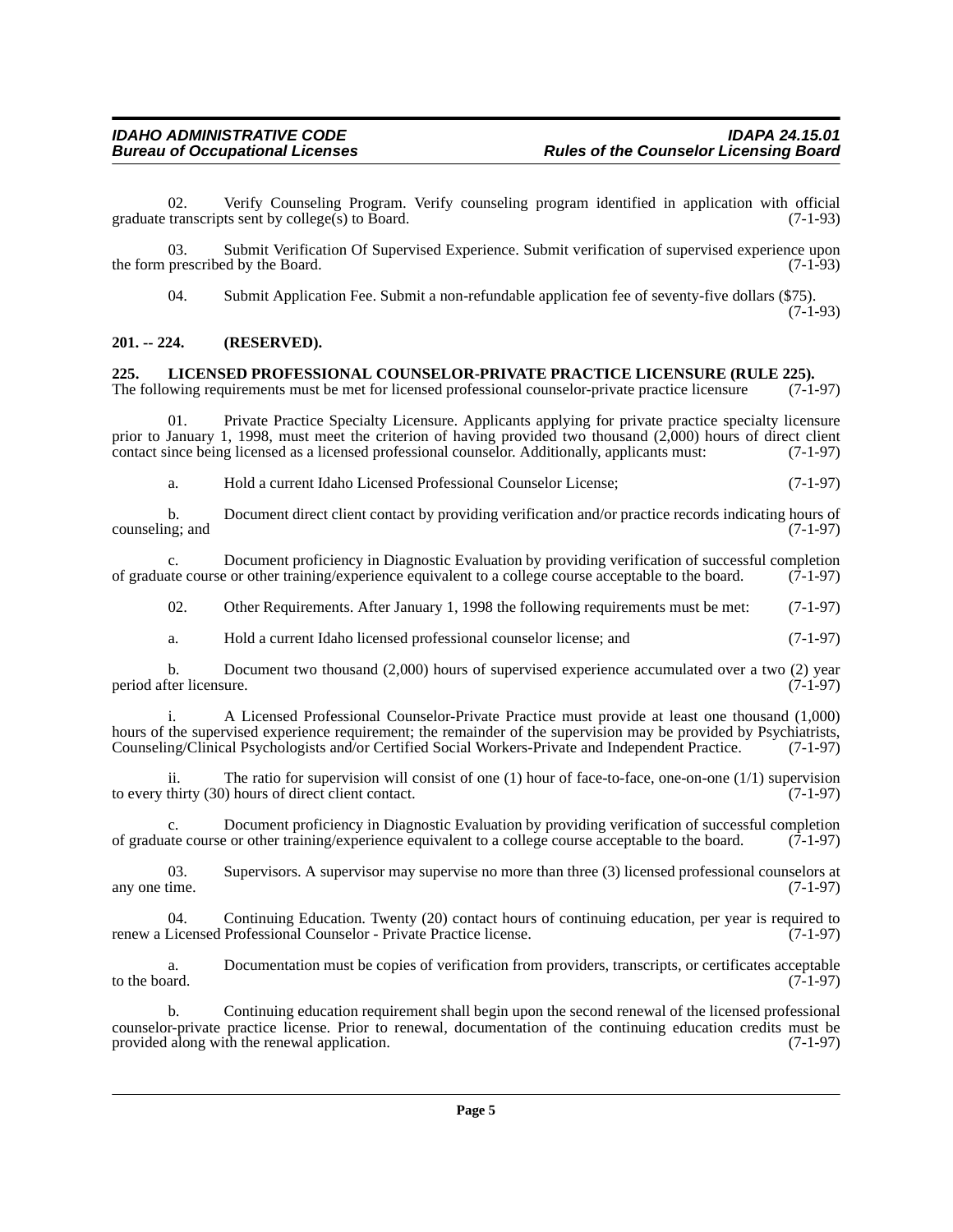02. Verify Counseling Program. Verify counseling program identified in application with official graduate transcripts sent by college(s) to Board. (7-1-93)

03. Submit Verification Of Supervised Experience. Submit verification of supervised experience upon the form prescribed by the Board. (7-1-93)

04. Submit Application Fee. Submit a non-refundable application fee of seventy-five dollars ($75). (7-1-93)

## 201. -- 224. (RESERVED).

## 225. LICENSED PROFESSIONAL COUNSELOR-PRIVATE PRACTICE LICENSURE (RULE 225).

The following requirements must be met for licensed professional counselor-private practice licensure (7-1-97)

01. Private Practice Specialty Licensure. Applicants applying for private practice specialty licensure prior to January 1, 1998, must meet the criterion of having provided two thousand (2,000) hours of direct client contact since being licensed as a licensed professional counselor. Additionally, applicants must: (7-1-97)

a. Hold a current Idaho Licensed Professional Counselor License; (7-1-97)

b. Document direct client contact by providing verification and/or practice records indicating hours of counseling; and (7-1-97)

c. Document proficiency in Diagnostic Evaluation by providing verification of successful completion of graduate course or other training/experience equivalent to a college course acceptable to the board. (7-1-97)

02. Other Requirements. After January 1, 1998 the following requirements must be met: (7-1-97)

a. Hold a current Idaho licensed professional counselor license; and (7-1-97)

b. Document two thousand (2,000) hours of supervised experience accumulated over a two (2) year period after licensure. (7-1-97)

i. A Licensed Professional Counselor-Private Practice must provide at least one thousand (1,000) hours of the supervised experience requirement; the remainder of the supervision may be provided by Psychiatrists, Counseling/Clinical Psychologists and/or Certified Social Workers-Private and Independent Practice. (7-1-97)

ii. The ratio for supervision will consist of one (1) hour of face-to-face, one-on-one (1/1) supervision to every thirty (30) hours of direct client contact. (7-1-97)

c. Document proficiency in Diagnostic Evaluation by providing verification of successful completion of graduate course or other training/experience equivalent to a college course acceptable to the board. (7-1-97)

03. Supervisors. A supervisor may supervise no more than three (3) licensed professional counselors at any one time. (7-1-97)

04. Continuing Education. Twenty (20) contact hours of continuing education, per year is required to renew a Licensed Professional Counselor - Private Practice license. (7-1-97)

a. Documentation must be copies of verification from providers, transcripts, or certificates acceptable to the board. (7-1-97)

b. Continuing education requirement shall begin upon the second renewal of the licensed professional counselor-private practice license. Prior to renewal, documentation of the continuing education credits must be provided along with the renewal application. (7-1-97)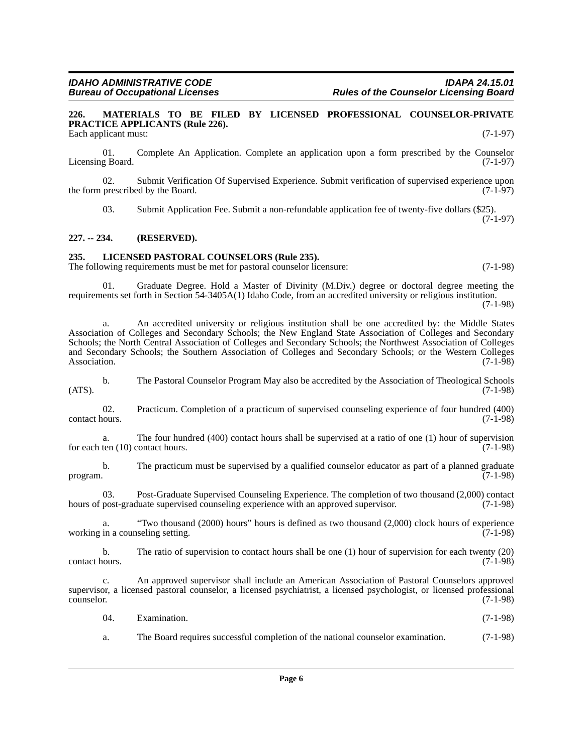## 226. MATERIALS TO BE FILED BY LICENSED PROFESSIONAL COUNSELOR-PRIVATE PRACTICE APPLICANTS (Rule 226).

Each applicant must: (7-1-97)

01. Complete An Application. Complete an application upon a form prescribed by the Counselor Licensing Board. (7-1-97)

02. Submit Verification Of Supervised Experience. Submit verification of supervised experience upon the form prescribed by the Board. (7-1-97)

03. Submit Application Fee. Submit a non-refundable application fee of twenty-five dollars ($25). (7-1-97)

## 227. -- 234. (RESERVED).

## 235. LICENSED PASTORAL COUNSELORS (Rule 235).

The following requirements must be met for pastoral counselor licensure: (7-1-98)

01. Graduate Degree. Hold a Master of Divinity (M.Div.) degree or doctoral degree meeting the requirements set forth in Section 54-3405A(1) Idaho Code, from an accredited university or religious institution. (7-1-98)

a. An accredited university or religious institution shall be one accredited by: the Middle States Association of Colleges and Secondary Schools; the New England State Association of Colleges and Secondary Schools; the North Central Association of Colleges and Secondary Schools; the Northwest Association of Colleges and Secondary Schools; the Southern Association of Colleges and Secondary Schools; or the Western Colleges Association. (7-1-98)

b. The Pastoral Counselor Program May also be accredited by the Association of Theological Schools (ATS). (7-1-98)

02. Practicum. Completion of a practicum of supervised counseling experience of four hundred (400) contact hours. (7-1-98)

a. The four hundred (400) contact hours shall be supervised at a ratio of one (1) hour of supervision for each ten (10) contact hours. (7-1-98)

b. The practicum must be supervised by a qualified counselor educator as part of a planned graduate program. (7-1-98)

03. Post-Graduate Supervised Counseling Experience. The completion of two thousand (2,000) contact hours of post-graduate supervised counseling experience with an approved supervisor. (7-1-98)

a. "Two thousand (2000) hours" hours is defined as two thousand (2,000) clock hours of experience working in a counseling setting. (7-1-98)

b. The ratio of supervision to contact hours shall be one (1) hour of supervision for each twenty (20) contact hours. (7-1-98)

c. An approved supervisor shall include an American Association of Pastoral Counselors approved supervisor, a licensed pastoral counselor, a licensed psychiatrist, a licensed psychologist, or licensed professional counselor. (7-1-98)

04. Examination. (7-1-98)

a. The Board requires successful completion of the national counselor examination. (7-1-98)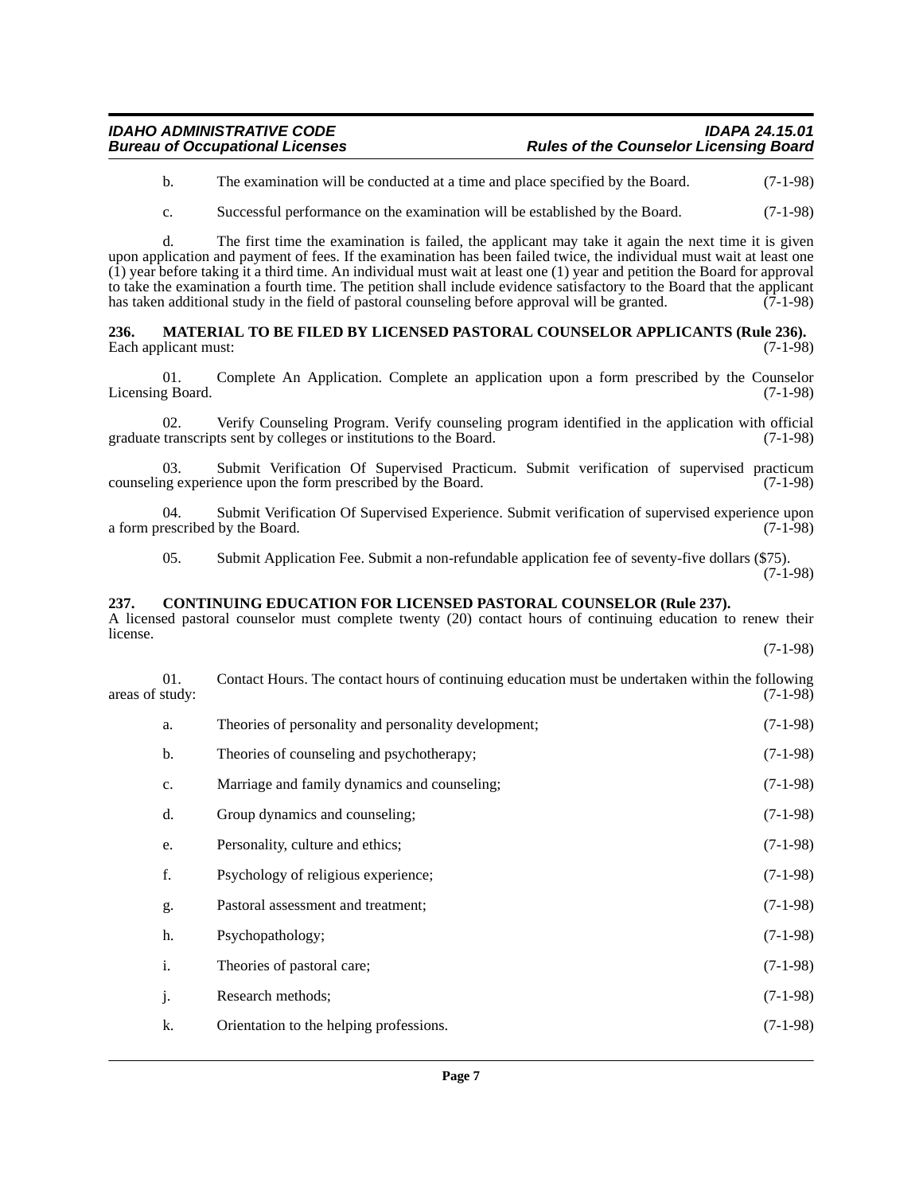b. The examination will be conducted at a time and place specified by the Board. (7-1-98)

c. Successful performance on the examination will be established by the Board. (7-1-98)

d. The first time the examination is failed, the applicant may take it again the next time it is given upon application and payment of fees. If the examination has been failed twice, the individual must wait at least one (1) year before taking it a third time. An individual must wait at least one (1) year and petition the Board for approval to take the examination a fourth time. The petition shall include evidence satisfactory to the Board that the applicant has taken additional study in the field of pastoral counseling before approval will be granted. (7-1-98)

**236. MATERIAL TO BE FILED BY LICENSED PASTORAL COUNSELOR APPLICANTS (Rule 236).**
Each applicant must: (7-1-98)

01. Complete An Application. Complete an application upon a form prescribed by the Counselor Licensing Board. (7-1-98)

02. Verify Counseling Program. Verify counseling program identified in the application with official graduate transcripts sent by colleges or institutions to the Board. (7-1-98)

03. Submit Verification Of Supervised Practicum. Submit verification of supervised practicum counseling experience upon the form prescribed by the Board. (7-1-98)

04. Submit Verification Of Supervised Experience. Submit verification of supervised experience upon a form prescribed by the Board. (7-1-98)

05. Submit Application Fee. Submit a non-refundable application fee of seventy-five dollars ($75). (7-1-98)

**237. CONTINUING EDUCATION FOR LICENSED PASTORAL COUNSELOR (Rule 237).**
A licensed pastoral counselor must complete twenty (20) contact hours of continuing education to renew their license. (7-1-98)

01. Contact Hours. The contact hours of continuing education must be undertaken within the following areas of study: (7-1-98)

a. Theories of personality and personality development; (7-1-98)

b. Theories of counseling and psychotherapy; (7-1-98)

c. Marriage and family dynamics and counseling; (7-1-98)

d. Group dynamics and counseling; (7-1-98)

e. Personality, culture and ethics; (7-1-98)

f. Psychology of religious experience; (7-1-98)

g. Pastoral assessment and treatment; (7-1-98)

h. Psychopathology; (7-1-98)

i. Theories of pastoral care; (7-1-98)

j. Research methods; (7-1-98)

k. Orientation to the helping professions. (7-1-98)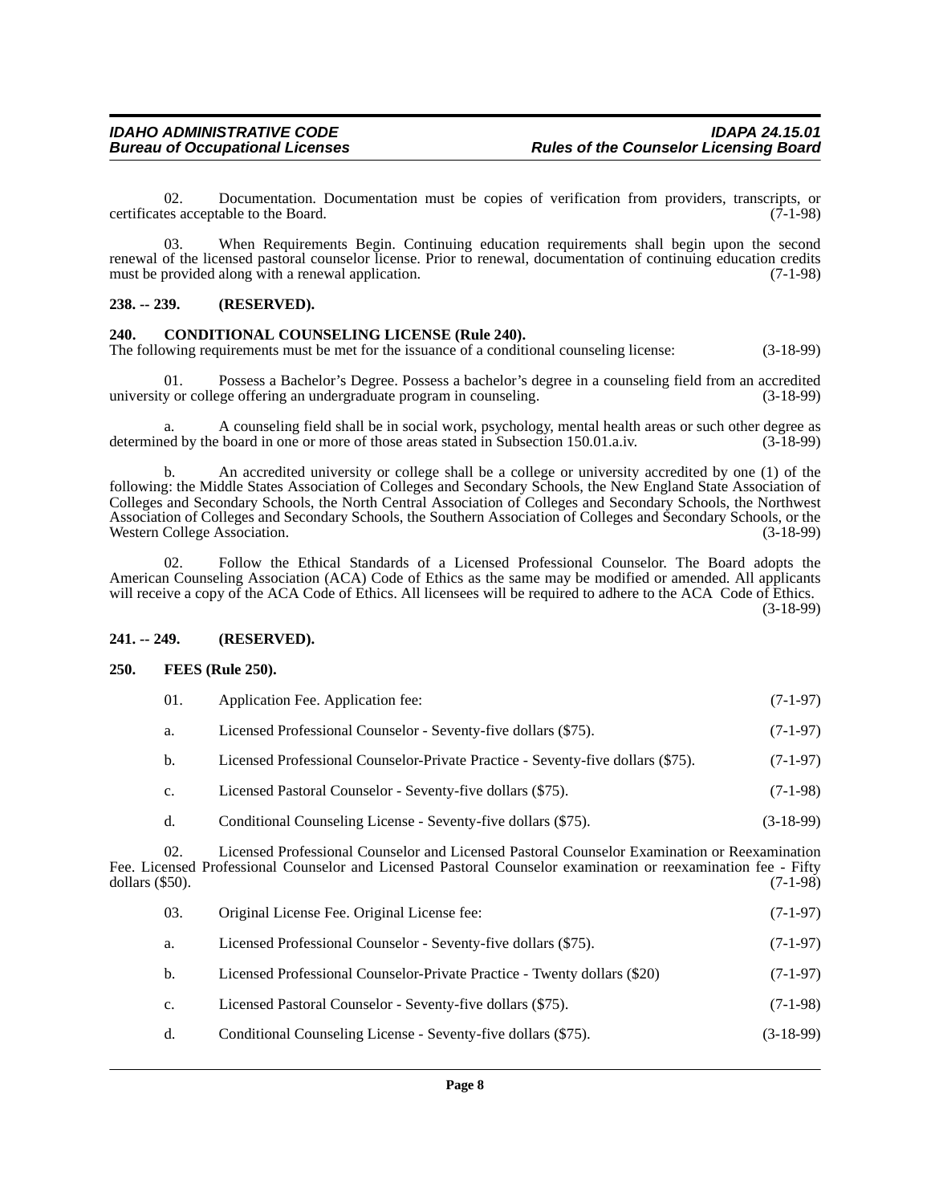02. Documentation. Documentation must be copies of verification from providers, transcripts, or certificates acceptable to the Board. (7-1-98)

03. When Requirements Begin. Continuing education requirements shall begin upon the second renewal of the licensed pastoral counselor license. Prior to renewal, documentation of continuing education credits must be provided along with a renewal application. (7-1-98)

### 238. -- 239. (RESERVED).

### 240. CONDITIONAL COUNSELING LICENSE (Rule 240).

The following requirements must be met for the issuance of a conditional counseling license: (3-18-99)

01. Possess a Bachelor's Degree. Possess a bachelor's degree in a counseling field from an accredited university or college offering an undergraduate program in counseling. (3-18-99)

a. A counseling field shall be in social work, psychology, mental health areas or such other degree as determined by the board in one or more of those areas stated in Subsection 150.01.a.iv. (3-18-99)

b. An accredited university or college shall be a college or university accredited by one (1) of the following: the Middle States Association of Colleges and Secondary Schools, the New England State Association of Colleges and Secondary Schools, the North Central Association of Colleges and Secondary Schools, the Northwest Association of Colleges and Secondary Schools, the Southern Association of Colleges and Secondary Schools, or the Western College Association. (3-18-99)

02. Follow the Ethical Standards of a Licensed Professional Counselor. The Board adopts the American Counseling Association (ACA) Code of Ethics as the same may be modified or amended. All applicants will receive a copy of the ACA Code of Ethics. All licensees will be required to adhere to the ACA Code of Ethics. (3-18-99)

### 241. -- 249. (RESERVED).

### 250. FEES (Rule 250).

01. Application Fee. Application fee: (7-1-97)

a. Licensed Professional Counselor - Seventy-five dollars ($75). (7-1-97)

b. Licensed Professional Counselor-Private Practice - Seventy-five dollars ($75). (7-1-97)

c. Licensed Pastoral Counselor - Seventy-five dollars ($75). (7-1-98)

d. Conditional Counseling License - Seventy-five dollars ($75). (3-18-99)

02. Licensed Professional Counselor and Licensed Pastoral Counselor Examination or Reexamination Fee. Licensed Professional Counselor and Licensed Pastoral Counselor examination or reexamination fee - Fifty dollars ($50). (7-1-98)

03. Original License Fee. Original License fee: (7-1-97)

a. Licensed Professional Counselor - Seventy-five dollars ($75). (7-1-97)

b. Licensed Professional Counselor-Private Practice - Twenty dollars ($20) (7-1-97)

c. Licensed Pastoral Counselor - Seventy-five dollars ($75). (7-1-98)

d. Conditional Counseling License - Seventy-five dollars ($75). (3-18-99)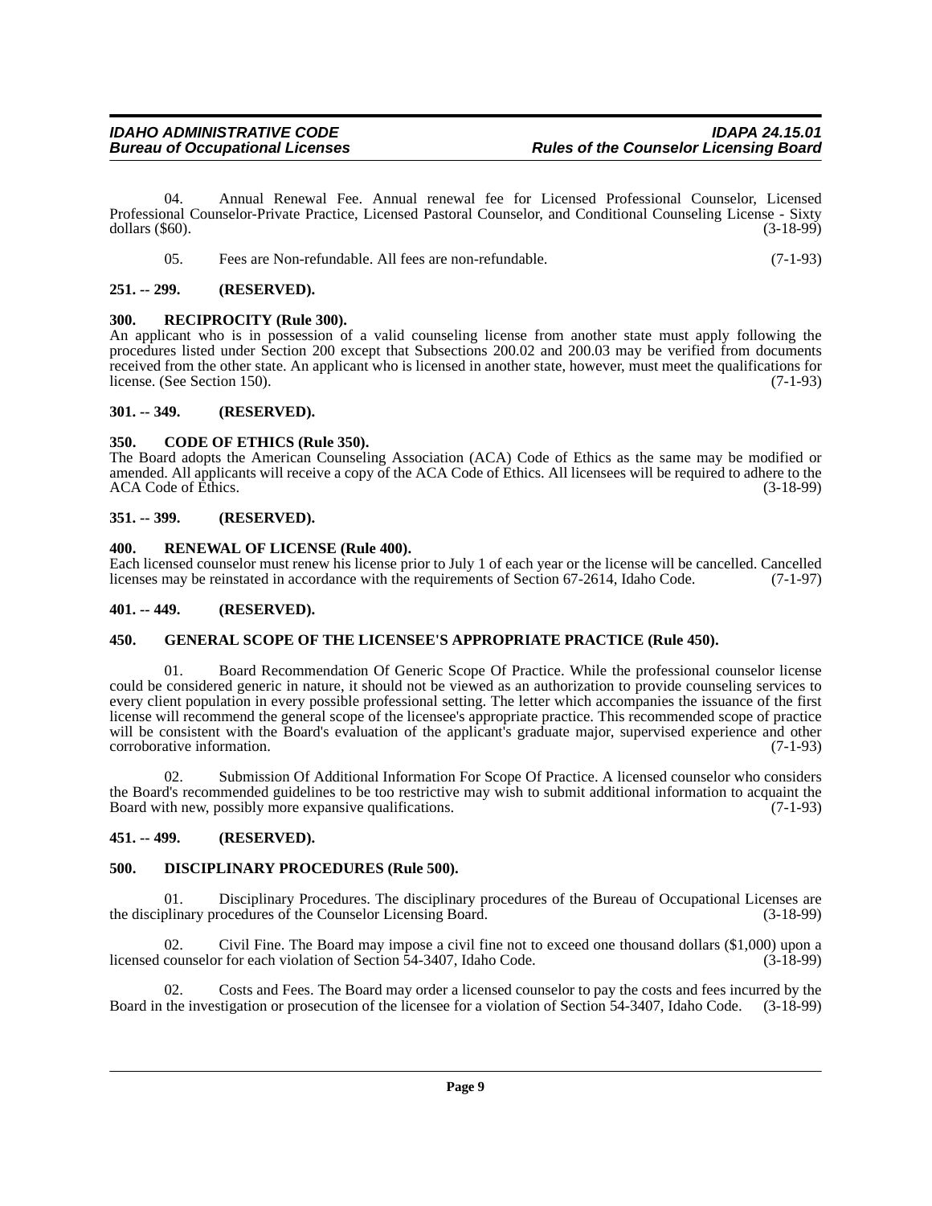04. Annual Renewal Fee. Annual renewal fee for Licensed Professional Counselor, Licensed Professional Counselor-Private Practice, Licensed Pastoral Counselor, and Conditional Counseling License - Sixty dollars ($60). (3-18-99)

05. Fees are Non-refundable. All fees are non-refundable. (7-1-93)

### 251. -- 299. (RESERVED).

### 300. RECIPROCITY (Rule 300).

An applicant who is in possession of a valid counseling license from another state must apply following the procedures listed under Section 200 except that Subsections 200.02 and 200.03 may be verified from documents received from the other state. An applicant who is licensed in another state, however, must meet the qualifications for license. (See Section 150). (7-1-93)

### 301. -- 349. (RESERVED).

### 350. CODE OF ETHICS (Rule 350).

The Board adopts the American Counseling Association (ACA) Code of Ethics as the same may be modified or amended. All applicants will receive a copy of the ACA Code of Ethics. All licensees will be required to adhere to the ACA Code of Ethics. (3-18-99)

### 351. -- 399. (RESERVED).

### 400. RENEWAL OF LICENSE (Rule 400).

Each licensed counselor must renew his license prior to July 1 of each year or the license will be cancelled. Cancelled licenses may be reinstated in accordance with the requirements of Section 67-2614, Idaho Code. (7-1-97)

### 401. -- 449. (RESERVED).

### 450. GENERAL SCOPE OF THE LICENSEE'S APPROPRIATE PRACTICE (Rule 450).

01. Board Recommendation Of Generic Scope Of Practice. While the professional counselor license could be considered generic in nature, it should not be viewed as an authorization to provide counseling services to every client population in every possible professional setting. The letter which accompanies the issuance of the first license will recommend the general scope of the licensee's appropriate practice. This recommended scope of practice will be consistent with the Board's evaluation of the applicant's graduate major, supervised experience and other corroborative information. (7-1-93)

02. Submission Of Additional Information For Scope Of Practice. A licensed counselor who considers the Board's recommended guidelines to be too restrictive may wish to submit additional information to acquaint the Board with new, possibly more expansive qualifications. (7-1-93)

### 451. -- 499. (RESERVED).

### 500. DISCIPLINARY PROCEDURES (Rule 500).

01. Disciplinary Procedures. The disciplinary procedures of the Bureau of Occupational Licenses are the disciplinary procedures of the Counselor Licensing Board. (3-18-99)

02. Civil Fine. The Board may impose a civil fine not to exceed one thousand dollars ($1,000) upon a licensed counselor for each violation of Section 54-3407, Idaho Code. (3-18-99)

02. Costs and Fees. The Board may order a licensed counselor to pay the costs and fees incurred by the Board in the investigation or prosecution of the licensee for a violation of Section 54-3407, Idaho Code. (3-18-99)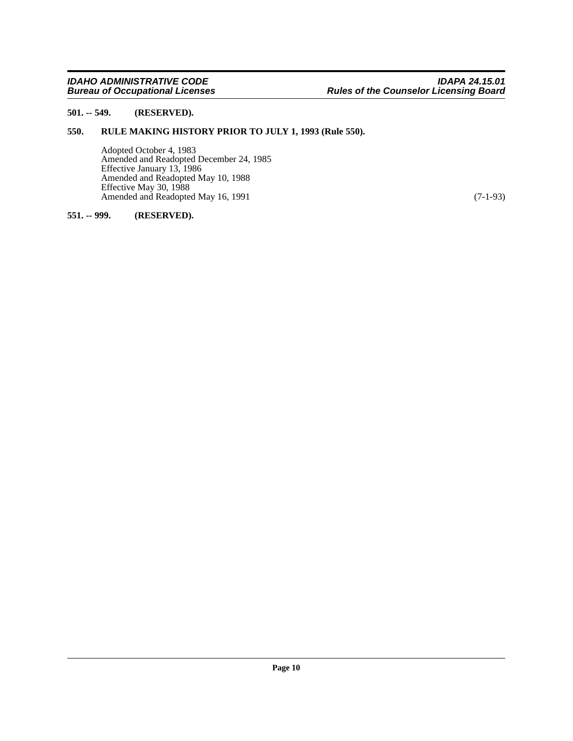**501. -- 549. (RESERVED).**

**550. RULE MAKING HISTORY PRIOR TO JULY 1, 1993 (Rule 550).**

Adopted October 4, 1983
Amended and Readopted December 24, 1985
Effective January 13, 1986
Amended and Readopted May 10, 1988
Effective May 30, 1988
Amended and Readopted May 16, 1991 (7-1-93)

**551. -- 999. (RESERVED).**